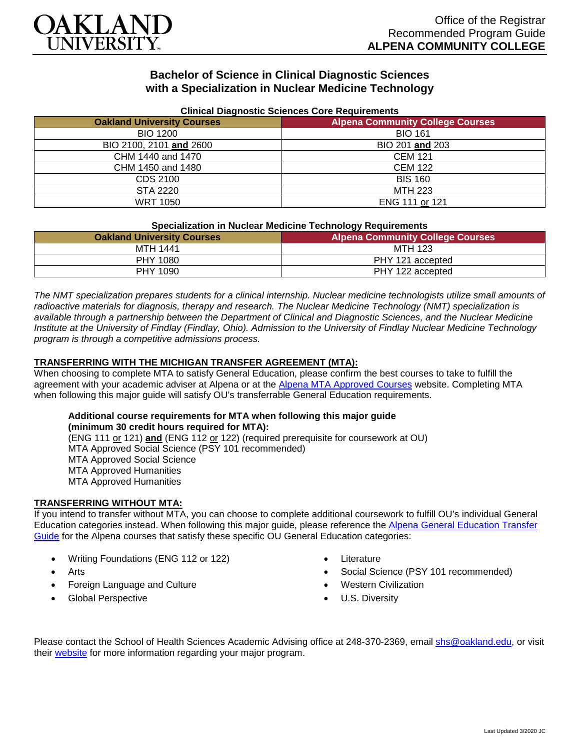Office of the Registrar
Recommended Program Guide
**ALPENA COMMUNITY COLLEGE**

# Bachelor of Science in Clinical Diagnostic Sciences with a Specialization in Nuclear Medicine Technology

**Clinical Diagnostic Sciences Core Requirements**

| Oakland University Courses | Alpena Community College Courses |
|---|---|
| BIO 1200 | BIO 161 |
| BIO 2100, 2101 **and** 2600 | BIO 201 **and** 203 |
| CHM 1440 and 1470 | CEM 121 |
| CHM 1450 and 1480 | CEM 122 |
| CDS 2100 | BIS 160 |
| STA 2220 | MTH 223 |
| WRT 1050 | ENG 111 or 121 |

**Specialization in Nuclear Medicine Technology Requirements**

| Oakland University Courses | Alpena Community College Courses |
|---|---|
| MTH 1441 | MTH 123 |
| PHY 1080 | PHY 121 accepted |
| PHY 1090 | PHY 122 accepted |

*The NMT specialization prepares students for a clinical internship. Nuclear medicine technologists utilize small amounts of radioactive materials for diagnosis, therapy and research. The Nuclear Medicine Technology (NMT) specialization is available through a partnership between the Department of Clinical and Diagnostic Sciences, and the Nuclear Medicine Institute at the University of Findlay (Findlay, Ohio). Admission to the University of Findlay Nuclear Medicine Technology program is through a competitive admissions process.*

## TRANSFERRING WITH THE MICHIGAN TRANSFER AGREEMENT (MTA):

When choosing to complete MTA to satisfy General Education, please confirm the best courses to take to fulfill the agreement with your academic adviser at Alpena or at the Alpena MTA Approved Courses website. Completing MTA when following this major guide will satisfy OU's transferrable General Education requirements.

**Additional course requirements for MTA when following this major guide (minimum 30 credit hours required for MTA):**
(ENG 111 or 121) **and** (ENG 112 or 122) (required prerequisite for coursework at OU)
MTA Approved Social Science (PSY 101 recommended)
MTA Approved Social Science
MTA Approved Humanities
MTA Approved Humanities

## TRANSFERRING WITHOUT MTA:

If you intend to transfer without MTA, you can choose to complete additional coursework to fulfill OU's individual General Education categories instead. When following this major guide, please reference the Alpena General Education Transfer Guide for the Alpena courses that satisfy these specific OU General Education categories:

- Writing Foundations (ENG 112 or 122)
- Arts
- Foreign Language and Culture
- Global Perspective
- Literature
- Social Science (PSY 101 recommended)
- Western Civilization
- U.S. Diversity

Please contact the School of Health Sciences Academic Advising office at 248-370-2369, email shs@oakland.edu, or visit their website for more information regarding your major program.

Last Updated 3/2020 JC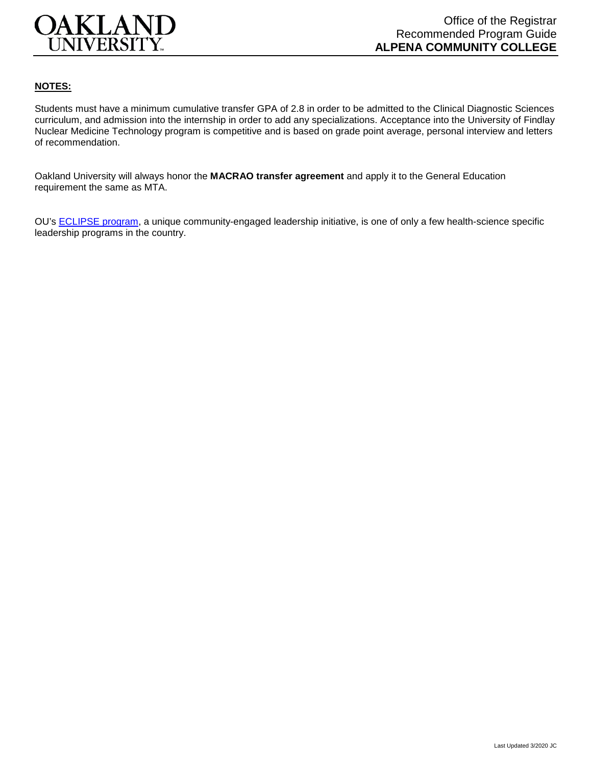**NOTES:**

Students must have a minimum cumulative transfer GPA of 2.8 in order to be admitted to the Clinical Diagnostic Sciences curriculum, and admission into the internship in order to add any specializations. Acceptance into the University of Findlay Nuclear Medicine Technology program is competitive and is based on grade point average, personal interview and letters of recommendation.

Oakland University will always honor the **MACRAO transfer agreement** and apply it to the General Education requirement the same as MTA.

OU's ECLIPSE program, a unique community-engaged leadership initiative, is one of only a few health-science specific leadership programs in the country.

Last Updated 3/2020 JC